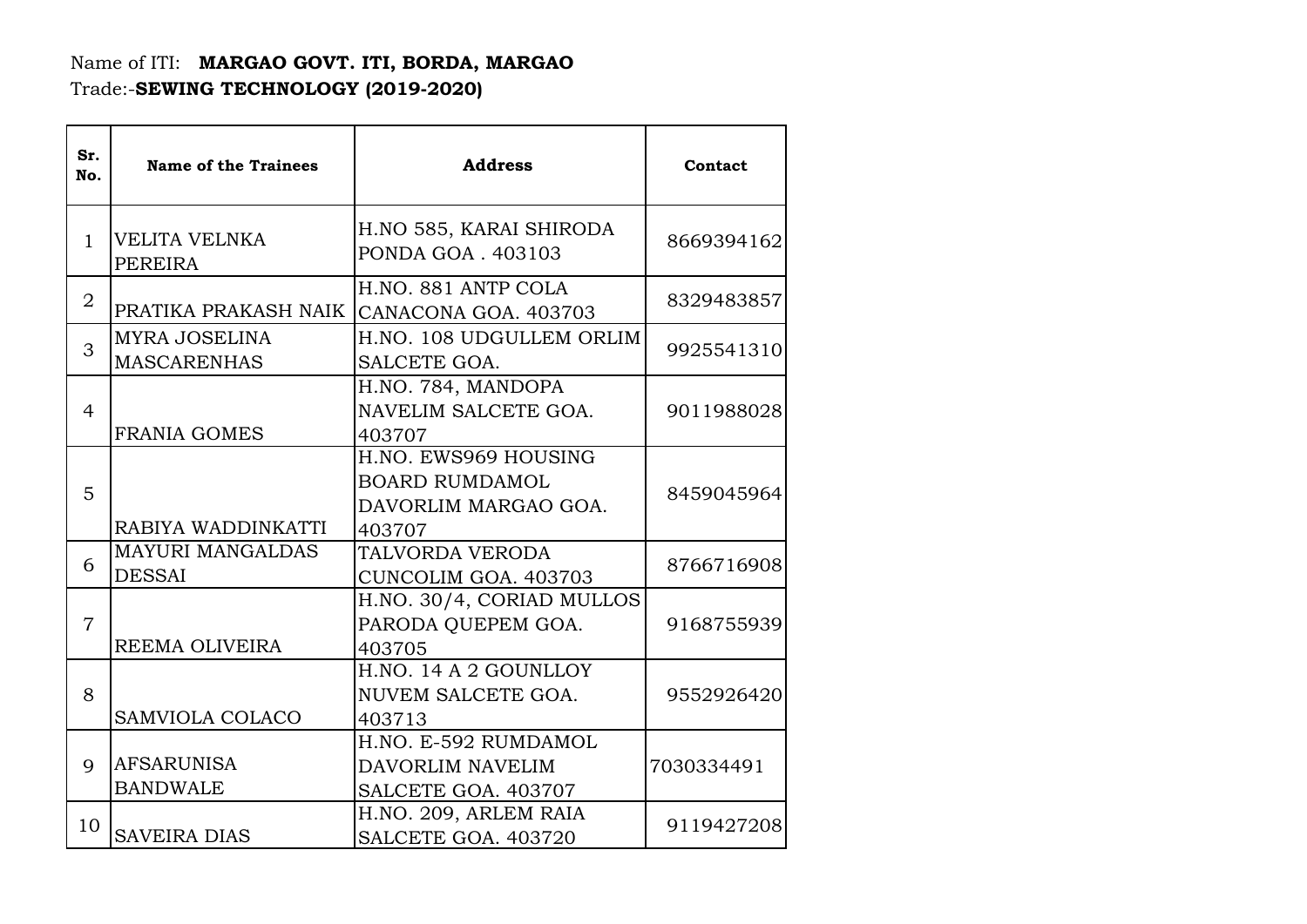Name of ITI: **MARGAO GOVT. ITI, BORDA, MARGAO**
Trade:-**SEWING TECHNOLOGY (2019-2020)**

| Sr. No. | Name of the Trainees | Address | Contact |
|---|---|---|---|
| 1 | VELITA VELNKA PEREIRA | H.NO 585, KARAI SHIRODA PONDA GOA . 403103 | 8669394162 |
| 2 | PRATIKA PRAKASH NAIK | H.NO. 881 ANTP COLA CANACONA GOA. 403703 | 8329483857 |
| 3 | MYRA JOSELINA MASCARENHAS | H.NO. 108 UDGULLEM ORLIM SALCETE GOA. | 9925541310 |
| 4 | FRANIA GOMES | H.NO. 784, MANDOPA NAVELIM SALCETE GOA. 403707 | 9011988028 |
| 5 | RABIYA WADDINKATTI | H.NO. EWS969 HOUSING BOARD RUMDAMOL DAVORLIM MARGAO GOA. 403707 | 8459045964 |
| 6 | MAYURI MANGALDAS DESSAI | TALVORDA VERODA CUNCOLIM GOA. 403703 | 8766716908 |
| 7 | REEMA OLIVEIRA | H.NO. 30/4, CORIAD MULLOS PARODA QUEPEM GOA. 403705 | 9168755939 |
| 8 | SAMVIOLA COLACO | H.NO. 14 A 2 GOUNLLOY NUVEM SALCETE GOA. 403713 | 9552926420 |
| 9 | AFSARUNISA BANDWALE | H.NO. E-592 RUMDAMOL DAVORLIM NAVELIM SALCETE GOA. 403707 | 7030334491 |
| 10 | SAVEIRA DIAS | H.NO. 209, ARLEM RAIA SALCETE GOA. 403720 | 9119427208 |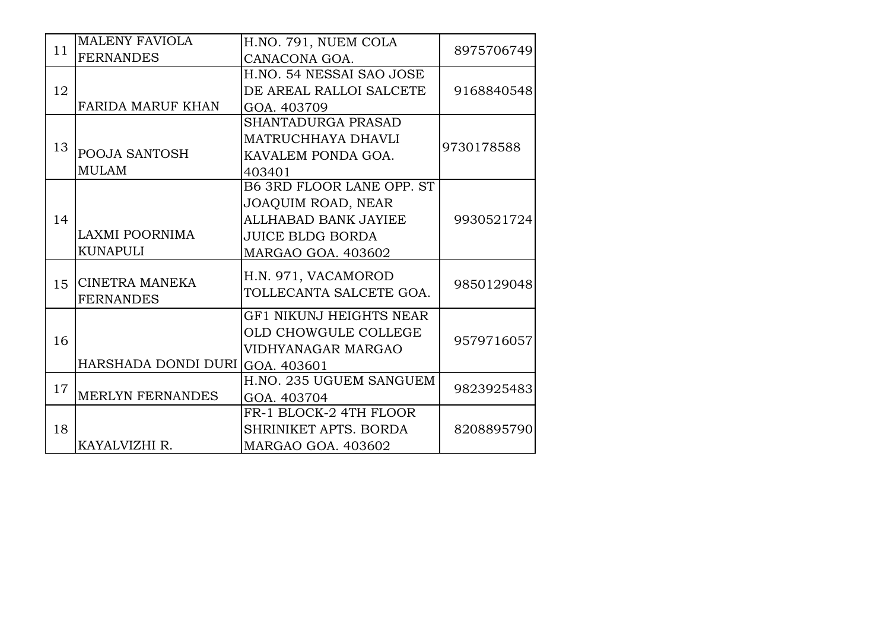| | | | |
|---|---|---|---|
| 11 | MALENY FAVIOLA FERNANDES | H.NO. 791, NUEM COLA CANACONA GOA. | 8975706749 |
| 12 | FARIDA MARUF KHAN | H.NO. 54 NESSAI SAO JOSE DE AREAL RALLOI SALCETE GOA. 403709 | 9168840548 |
| 13 | POOJA SANTOSH MULAM | SHANTADURGA PRASAD MATRUCHHAYA DHAVLI KAVALEM PONDA GOA. 403401 | 9730178588 |
| 14 | LAXMI POORNIMA KUNAPULI | B6 3RD FLOOR LANE OPP. ST JOAQUIM ROAD, NEAR ALLHABAD BANK JAYIEE JUICE BLDG BORDA MARGAO GOA. 403602 | 9930521724 |
| 15 | CINETRA MANEKA FERNANDES | H.N. 971, VACAMOROD TOLLECANTA SALCETE GOA. | 9850129048 |
| 16 | HARSHADA DONDI DURI | GF1 NIKUNJ HEIGHTS NEAR OLD CHOWGULE COLLEGE VIDHYANAGAR MARGAO GOA. 403601 | 9579716057 |
| 17 | MERLYN FERNANDES | H.NO. 235 UGUEM SANGUEM GOA. 403704 | 9823925483 |
| 18 | KAYALVIZHI R. | FR-1 BLOCK-2 4TH FLOOR SHRINIKET APTS. BORDA MARGAO GOA. 403602 | 8208895790 |